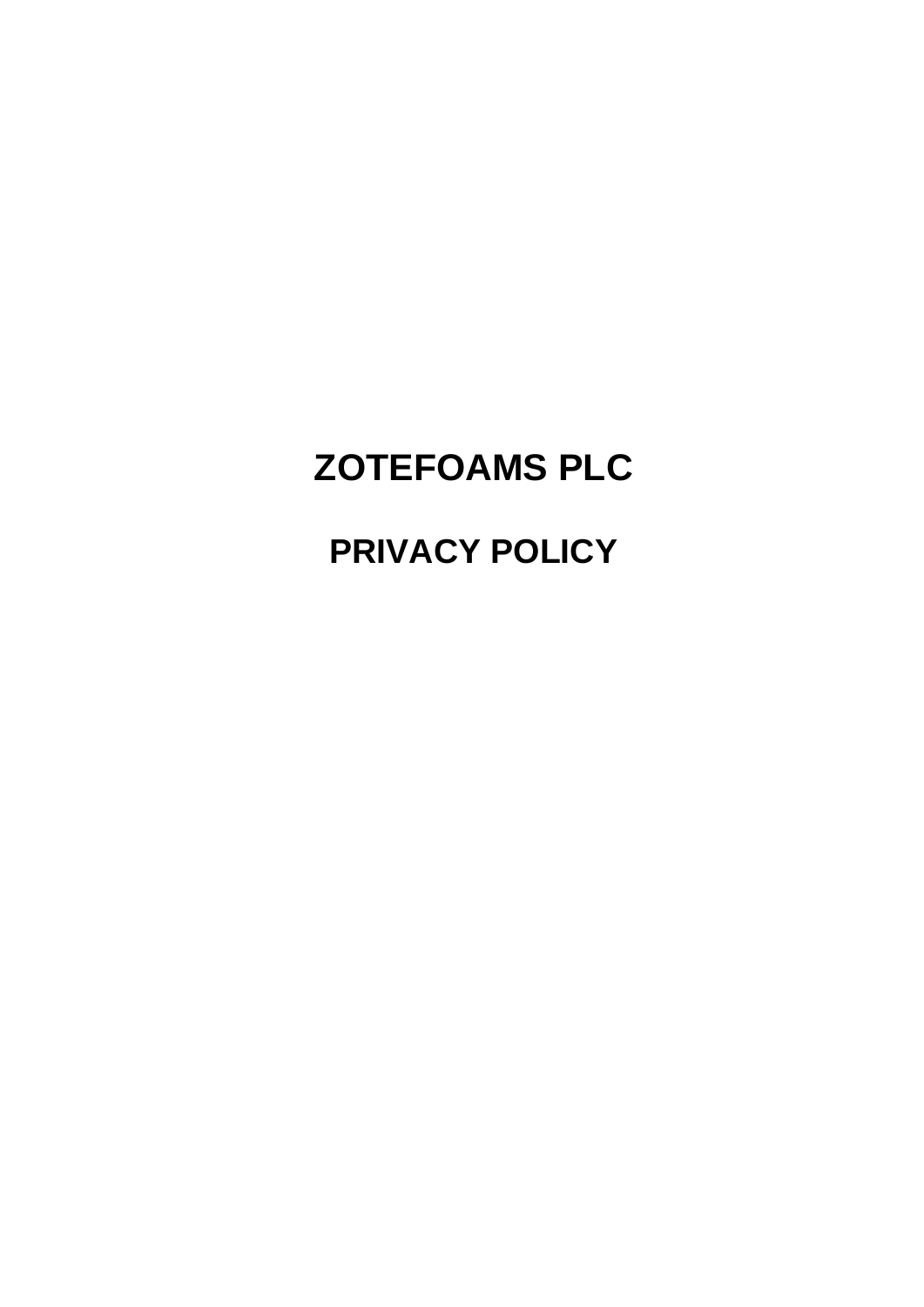# ZOTEFOAMS PLC

## PRIVACY POLICY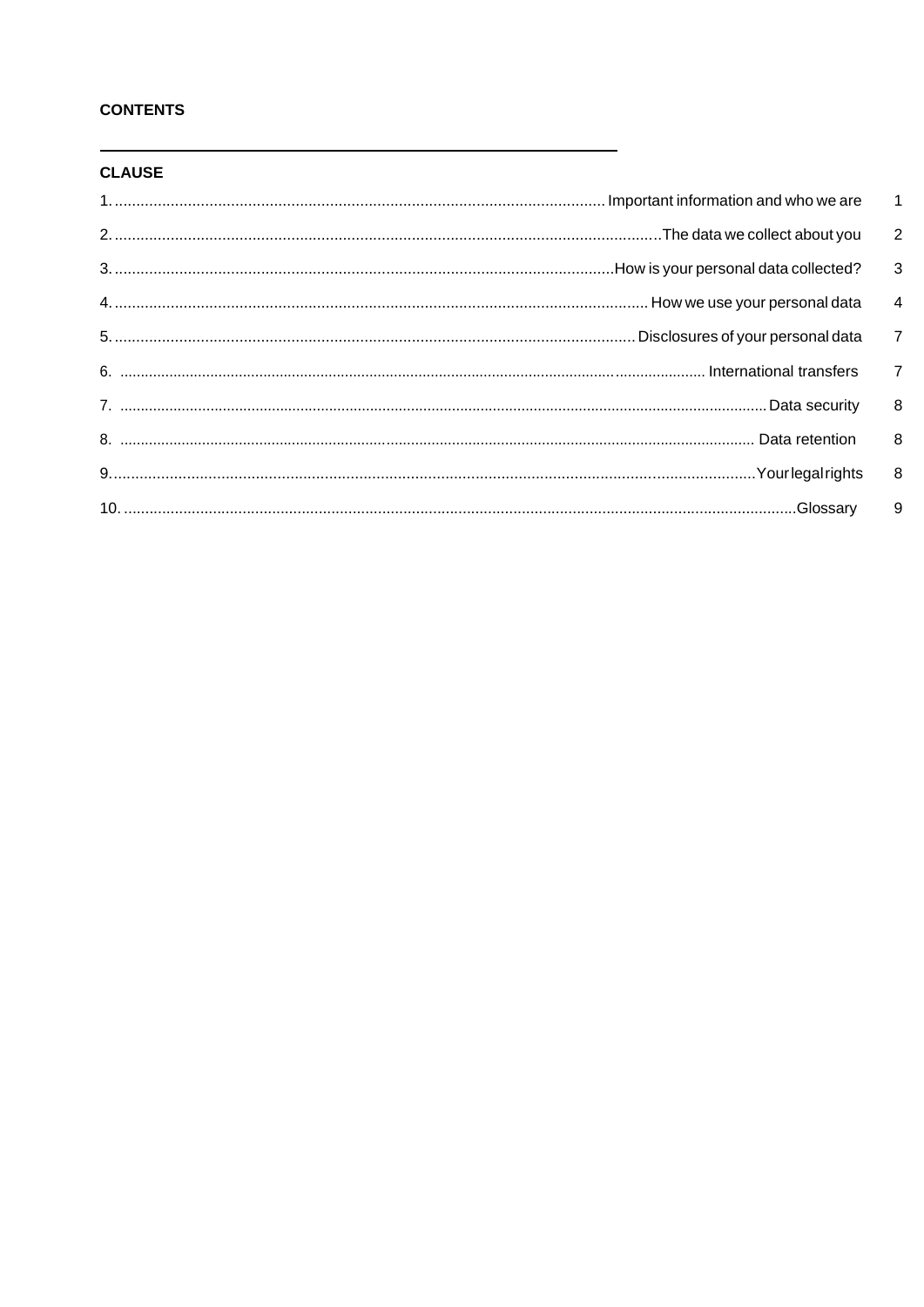**CONTENTS**

**CLAUSE**

| | | |
|---|---|---|
| 1. | Important information and who we are | 1 |
| 2. | The data we collect about you | 2 |
| 3. | How is your personal data collected? | 3 |
| 4. | How we use your personal data | 4 |
| 5. | Disclosures of your personal data | 7 |
| 6. | International transfers | 7 |
| 7. | Data security | 8 |
| 8. | Data retention | 8 |
| 9. | Your legal rights | 8 |
| 10. | Glossary | 9 |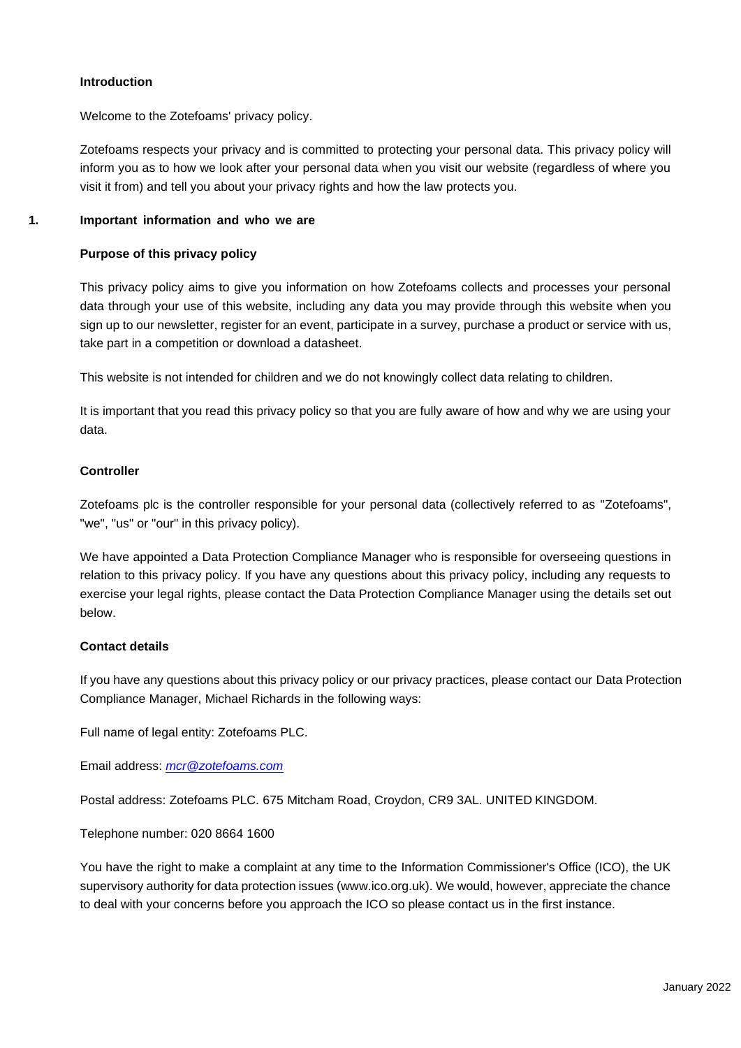## Introduction

Welcome to the Zotefoams' privacy policy.

Zotefoams respects your privacy and is committed to protecting your personal data. This privacy policy will inform you as to how we look after your personal data when you visit our website (regardless of where you visit it from) and tell you about your privacy rights and how the law protects you.

## 1. Important information and who we are

### Purpose of this privacy policy

This privacy policy aims to give you information on how Zotefoams collects and processes your personal data through your use of this website, including any data you may provide through this website when you sign up to our newsletter, register for an event, participate in a survey, purchase a product or service with us, take part in a competition or download a datasheet.

This website is not intended for children and we do not knowingly collect data relating to children.

It is important that you read this privacy policy so that you are fully aware of how and why we are using your data.

### Controller

Zotefoams plc is the controller responsible for your personal data (collectively referred to as "Zotefoams", "we", "us" or "our" in this privacy policy).

We have appointed a Data Protection Compliance Manager who is responsible for overseeing questions in relation to this privacy policy. If you have any questions about this privacy policy, including any requests to exercise your legal rights, please contact the Data Protection Compliance Manager using the details set out below.

### Contact details

If you have any questions about this privacy policy or our privacy practices, please contact our Data Protection Compliance Manager, Michael Richards in the following ways:

Full name of legal entity: Zotefoams PLC.

Email address: *mcr@zotefoams.com*

Postal address: Zotefoams PLC. 675 Mitcham Road, Croydon, CR9 3AL. UNITED KINGDOM.

Telephone number: 020 8664 1600

You have the right to make a complaint at any time to the Information Commissioner's Office (ICO), the UK supervisory authority for data protection issues (www.ico.org.uk). We would, however, appreciate the chance to deal with your concerns before you approach the ICO so please contact us in the first instance.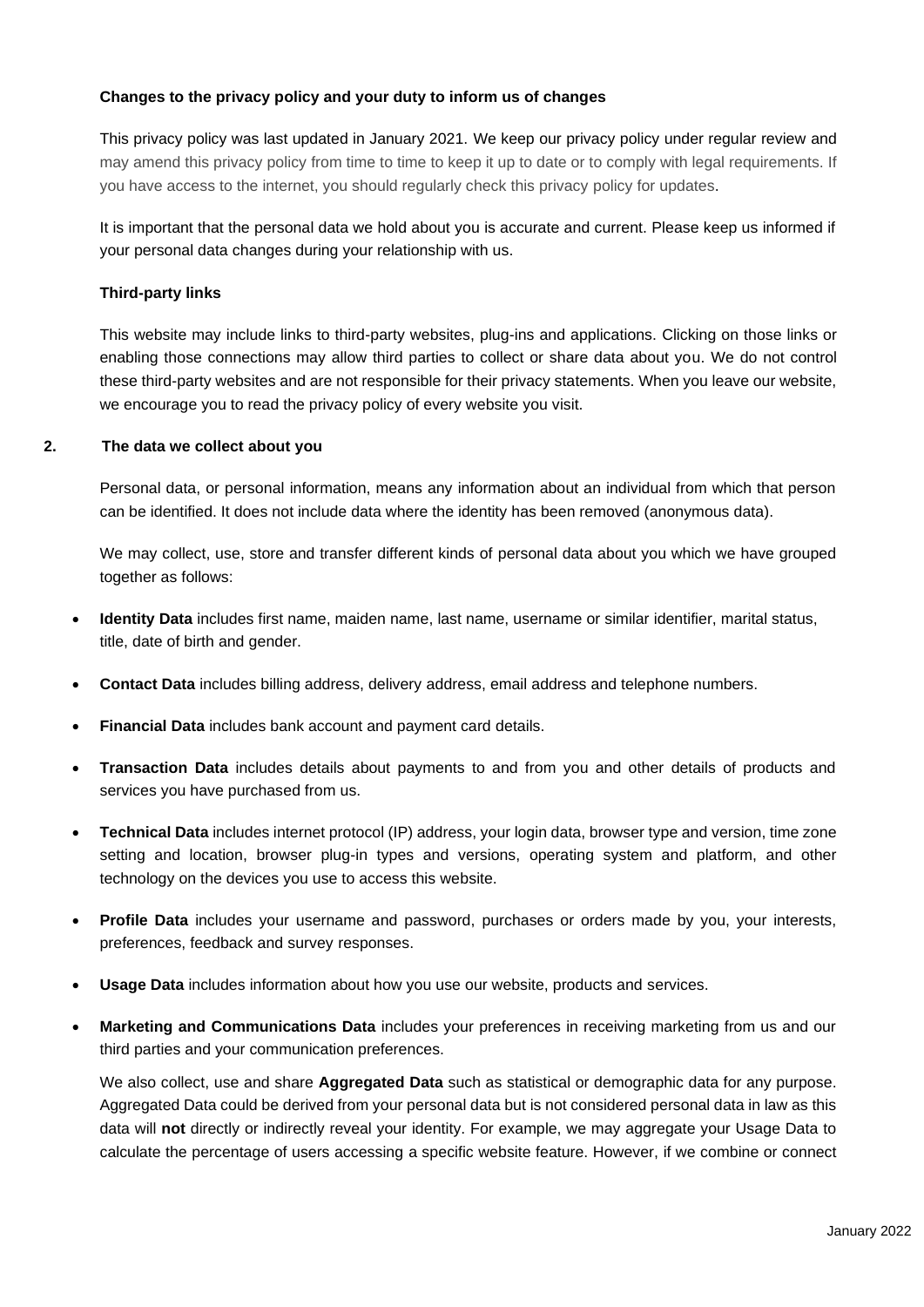**Changes to the privacy policy and your duty to inform us of changes**

This privacy policy was last updated in January 2021. We keep our privacy policy under regular review and may amend this privacy policy from time to time to keep it up to date or to comply with legal requirements. If you have access to the internet, you should regularly check this privacy policy for updates.

It is important that the personal data we hold about you is accurate and current. Please keep us informed if your personal data changes during your relationship with us.

**Third-party links**

This website may include links to third-party websites, plug-ins and applications. Clicking on those links or enabling those connections may allow third parties to collect or share data about you. We do not control these third-party websites and are not responsible for their privacy statements. When you leave our website, we encourage you to read the privacy policy of every website you visit.

## 2. The data we collect about you

Personal data, or personal information, means any information about an individual from which that person can be identified. It does not include data where the identity has been removed (anonymous data).

We may collect, use, store and transfer different kinds of personal data about you which we have grouped together as follows:

- **Identity Data** includes first name, maiden name, last name, username or similar identifier, marital status, title, date of birth and gender.
- **Contact Data** includes billing address, delivery address, email address and telephone numbers.
- **Financial Data** includes bank account and payment card details.
- **Transaction Data** includes details about payments to and from you and other details of products and services you have purchased from us.
- **Technical Data** includes internet protocol (IP) address, your login data, browser type and version, time zone setting and location, browser plug-in types and versions, operating system and platform, and other technology on the devices you use to access this website.
- **Profile Data** includes your username and password, purchases or orders made by you, your interests, preferences, feedback and survey responses.
- **Usage Data** includes information about how you use our website, products and services.
- **Marketing and Communications Data** includes your preferences in receiving marketing from us and our third parties and your communication preferences.

We also collect, use and share **Aggregated Data** such as statistical or demographic data for any purpose. Aggregated Data could be derived from your personal data but is not considered personal data in law as this data will **not** directly or indirectly reveal your identity. For example, we may aggregate your Usage Data to calculate the percentage of users accessing a specific website feature. However, if we combine or connect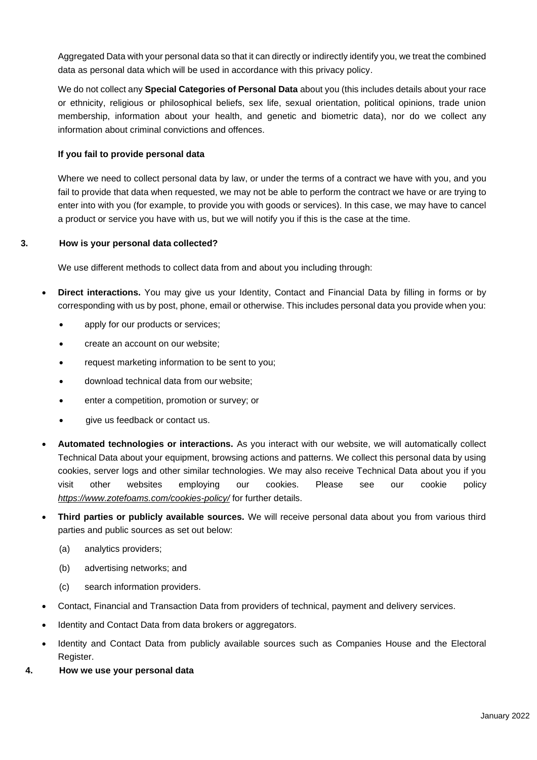Aggregated Data with your personal data so that it can directly or indirectly identify you, we treat the combined data as personal data which will be used in accordance with this privacy policy.

We do not collect any **Special Categories of Personal Data** about you (this includes details about your race or ethnicity, religious or philosophical beliefs, sex life, sexual orientation, political opinions, trade union membership, information about your health, and genetic and biometric data), nor do we collect any information about criminal convictions and offences.

**If you fail to provide personal data**

Where we need to collect personal data by law, or under the terms of a contract we have with you, and you fail to provide that data when requested, we may not be able to perform the contract we have or are trying to enter into with you (for example, to provide you with goods or services). In this case, we may have to cancel a product or service you have with us, but we will notify you if this is the case at the time.

## 3. How is your personal data collected?

We use different methods to collect data from and about you including through:

- **Direct interactions.** You may give us your Identity, Contact and Financial Data by filling in forms or by corresponding with us by post, phone, email or otherwise. This includes personal data you provide when you:
  - apply for our products or services;
  - create an account on our website;
  - request marketing information to be sent to you;
  - download technical data from our website;
  - enter a competition, promotion or survey; or
  - give us feedback or contact us.
- **Automated technologies or interactions.** As you interact with our website, we will automatically collect Technical Data about your equipment, browsing actions and patterns. We collect this personal data by using cookies, server logs and other similar technologies. We may also receive Technical Data about you if you visit other websites employing our cookies. Please see our cookie policy *https://www.zotefoams.com/cookies-policy/* for further details.
- **Third parties or publicly available sources.** We will receive personal data about you from various third parties and public sources as set out below:
  - (a) analytics providers;
  - (b) advertising networks; and
  - (c) search information providers.
- Contact, Financial and Transaction Data from providers of technical, payment and delivery services.
- Identity and Contact Data from data brokers or aggregators.
- Identity and Contact Data from publicly available sources such as Companies House and the Electoral Register.

## 4. How we use your personal data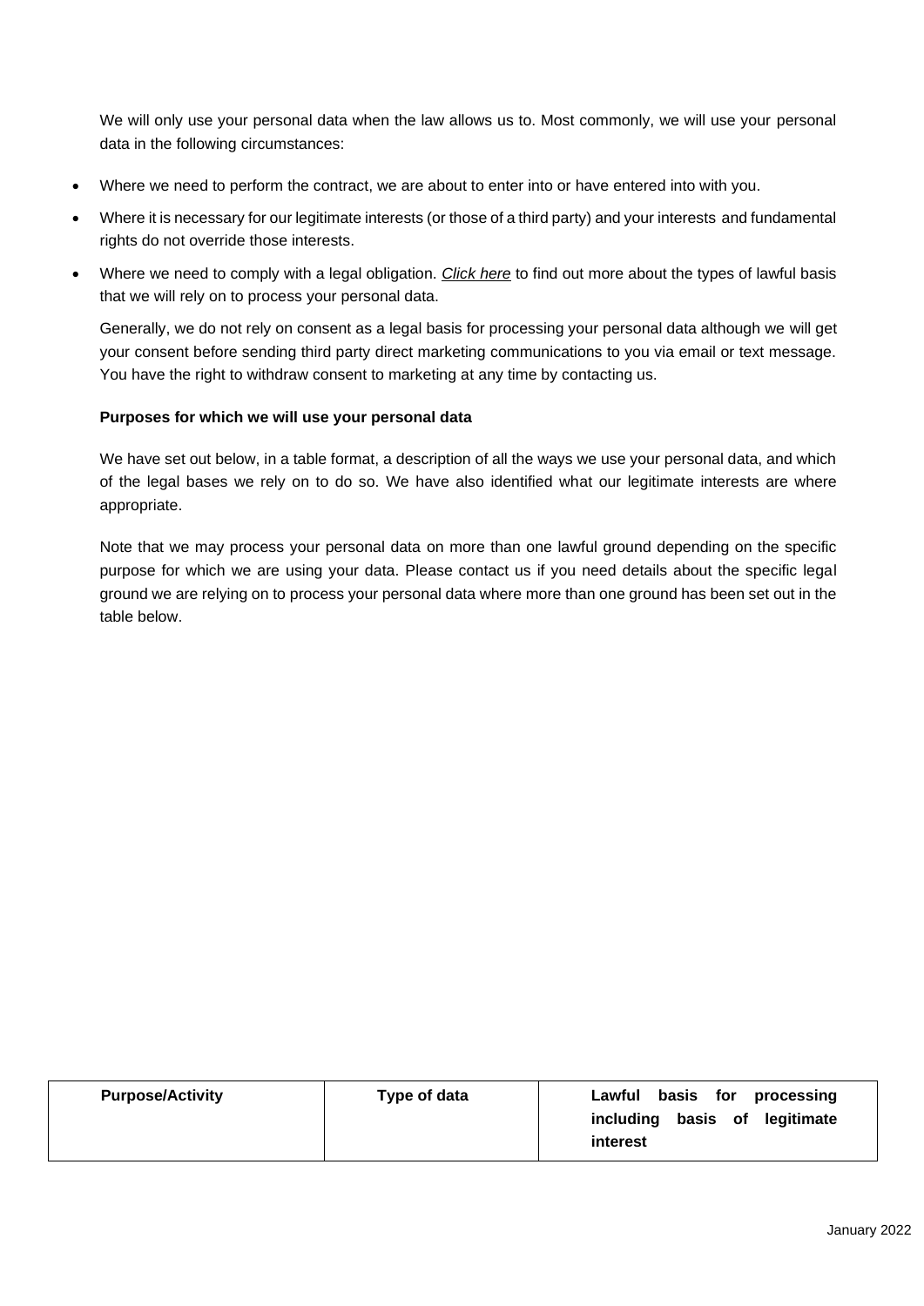We will only use your personal data when the law allows us to. Most commonly, we will use your personal data in the following circumstances:

- Where we need to perform the contract, we are about to enter into or have entered into with you.
- Where it is necessary for our legitimate interests (or those of a third party) and your interests and fundamental rights do not override those interests.
- Where we need to comply with a legal obligation. *Click here* to find out more about the types of lawful basis that we will rely on to process your personal data.

Generally, we do not rely on consent as a legal basis for processing your personal data although we will get your consent before sending third party direct marketing communications to you via email or text message. You have the right to withdraw consent to marketing at any time by contacting us.

**Purposes for which we will use your personal data**

We have set out below, in a table format, a description of all the ways we use your personal data, and which of the legal bases we rely on to do so. We have also identified what our legitimate interests are where appropriate.

Note that we may process your personal data on more than one lawful ground depending on the specific purpose for which we are using your data. Please contact us if you need details about the specific legal ground we are relying on to process your personal data where more than one ground has been set out in the table below.

| **Purpose/Activity** | **Type of data** | **Lawful basis for processing including basis of legitimate interest** |
| --- | --- | --- |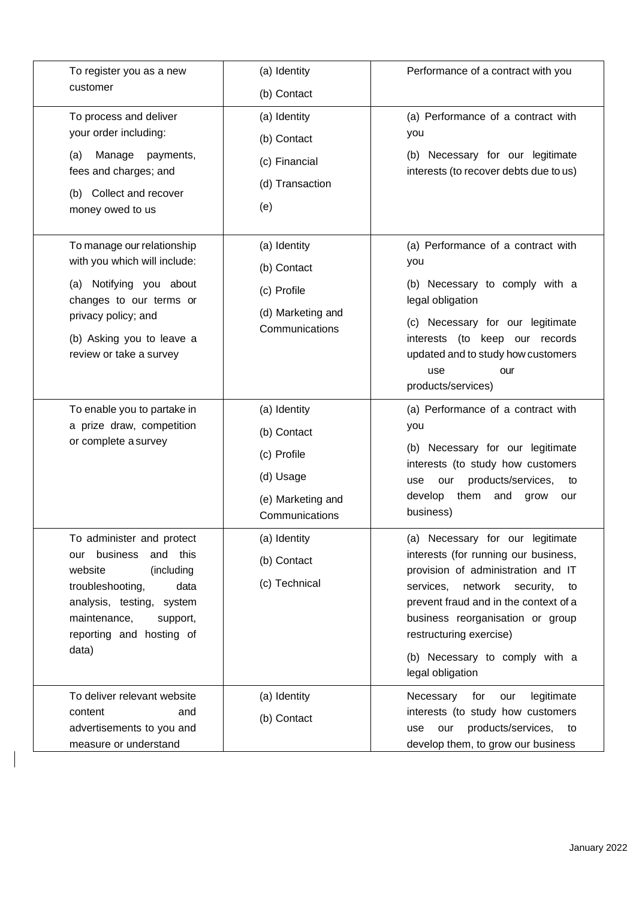| | | |
|---|---|---|
| To register you as a new customer | (a) Identity<br>(b) Contact | Performance of a contract with you |
| To process and deliver your order including:<br>(a) Manage payments, fees and charges; and<br>(b) Collect and recover money owed to us | (a) Identity<br>(b) Contact<br>(c) Financial<br>(d) Transaction<br>(e) | (a) Performance of a contract with you<br>(b) Necessary for our legitimate interests (to recover debts due to us) |
| To manage our relationship with you which will include:<br>(a) Notifying you about changes to our terms or privacy policy; and<br>(b) Asking you to leave a review or take a survey | (a) Identity<br>(b) Contact<br>(c) Profile<br>(d) Marketing and Communications | (a) Performance of a contract with you<br>(b) Necessary to comply with a legal obligation<br>(c) Necessary for our legitimate interests (to keep our records updated and to study how customers use our products/services) |
| To enable you to partake in a prize draw, competition or complete a survey | (a) Identity<br>(b) Contact<br>(c) Profile<br>(d) Usage<br>(e) Marketing and Communications | (a) Performance of a contract with you<br>(b) Necessary for our legitimate interests (to study how customers use our products/services, to develop them and grow our business) |
| To administer and protect our business and this website (including troubleshooting, data analysis, testing, system maintenance, support, reporting and hosting of data) | (a) Identity<br>(b) Contact<br>(c) Technical | (a) Necessary for our legitimate interests (for running our business, provision of administration and IT services, network security, to prevent fraud and in the context of a business reorganisation or group restructuring exercise)<br>(b) Necessary to comply with a legal obligation |
| To deliver relevant website content and advertisements to you and measure or understand | (a) Identity<br>(b) Contact | Necessary for our legitimate interests (to study how customers use our products/services, to develop them, to grow our business |

January 2022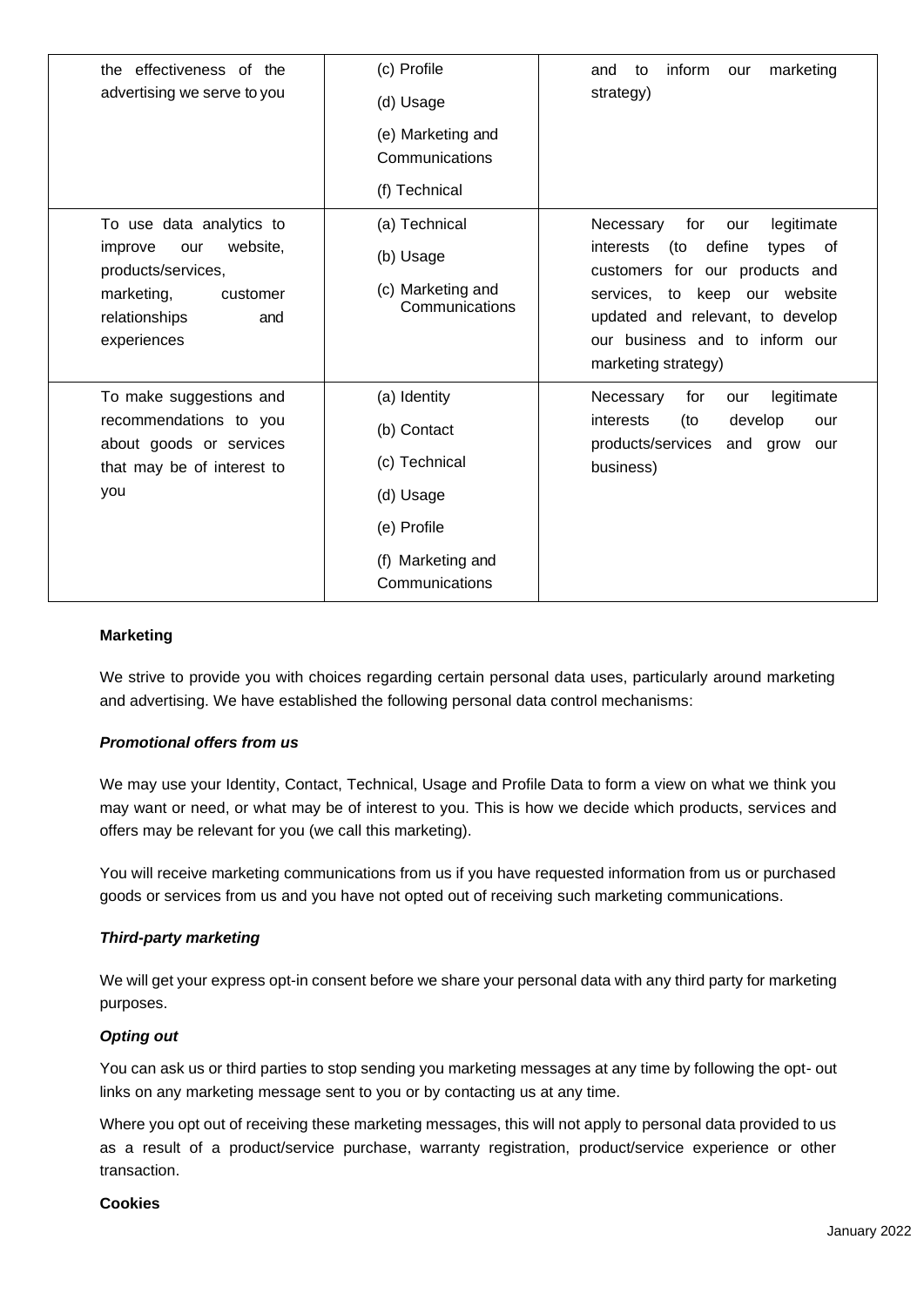| | | |
|---|---|---|
| the effectiveness of the advertising we serve to you | (c) Profile<br>(d) Usage<br>(e) Marketing and Communications<br>(f) Technical | and to inform our marketing strategy) |
| To use data analytics to improve our website, products/services, marketing, customer relationships and experiences | (a) Technical<br>(b) Usage<br>(c) Marketing and Communications | Necessary for our legitimate interests (to define types of customers for our products and services, to keep our website updated and relevant, to develop our business and to inform our marketing strategy) |
| To make suggestions and recommendations to you about goods or services that may be of interest to you | (a) Identity<br>(b) Contact<br>(c) Technical<br>(d) Usage<br>(e) Profile<br>(f) Marketing and Communications | Necessary for our legitimate interests (to develop our products/services and grow our business) |

**Marketing**

We strive to provide you with choices regarding certain personal data uses, particularly around marketing and advertising. We have established the following personal data control mechanisms:

***Promotional offers from us***

We may use your Identity, Contact, Technical, Usage and Profile Data to form a view on what we think you may want or need, or what may be of interest to you. This is how we decide which products, services and offers may be relevant for you (we call this marketing).

You will receive marketing communications from us if you have requested information from us or purchased goods or services from us and you have not opted out of receiving such marketing communications.

***Third-party marketing***

We will get your express opt-in consent before we share your personal data with any third party for marketing purposes.

***Opting out***

You can ask us or third parties to stop sending you marketing messages at any time by following the opt- out links on any marketing message sent to you or by contacting us at any time.

Where you opt out of receiving these marketing messages, this will not apply to personal data provided to us as a result of a product/service purchase, warranty registration, product/service experience or other transaction.

**Cookies**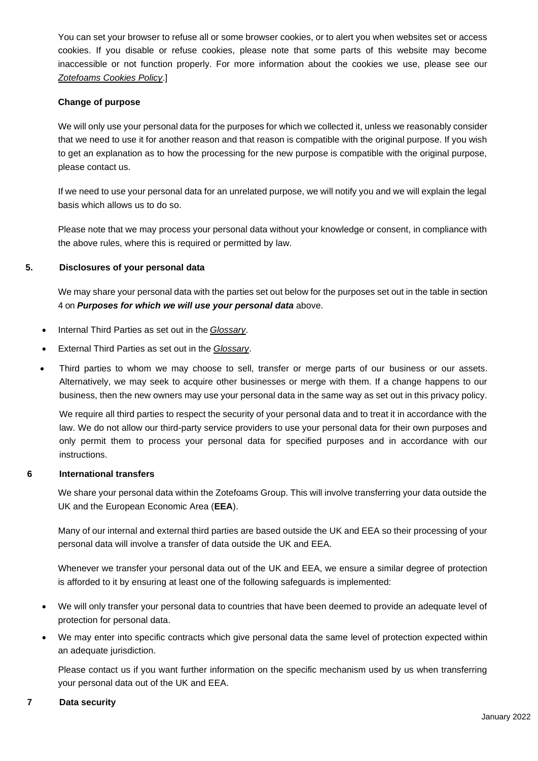You can set your browser to refuse all or some browser cookies, or to alert you when websites set or access cookies. If you disable or refuse cookies, please note that some parts of this website may become inaccessible or not function properly. For more information about the cookies we use, please see our *Zotefoams Cookies Policy*.]

**Change of purpose**

We will only use your personal data for the purposes for which we collected it, unless we reasonably consider that we need to use it for another reason and that reason is compatible with the original purpose. If you wish to get an explanation as to how the processing for the new purpose is compatible with the original purpose, please contact us.

If we need to use your personal data for an unrelated purpose, we will notify you and we will explain the legal basis which allows us to do so.

Please note that we may process your personal data without your knowledge or consent, in compliance with the above rules, where this is required or permitted by law.

## 5. Disclosures of your personal data

We may share your personal data with the parties set out below for the purposes set out in the table in section 4 on ***Purposes for which we will use your personal data*** above.

- Internal Third Parties as set out in the *Glossary*.
- External Third Parties as set out in the *Glossary*.
- Third parties to whom we may choose to sell, transfer or merge parts of our business or our assets. Alternatively, we may seek to acquire other businesses or merge with them. If a change happens to our business, then the new owners may use your personal data in the same way as set out in this privacy policy.

We require all third parties to respect the security of your personal data and to treat it in accordance with the law. We do not allow our third-party service providers to use your personal data for their own purposes and only permit them to process your personal data for specified purposes and in accordance with our instructions.

## 6 International transfers

We share your personal data within the Zotefoams Group. This will involve transferring your data outside the UK and the European Economic Area (**EEA**).

Many of our internal and external third parties are based outside the UK and EEA so their processing of your personal data will involve a transfer of data outside the UK and EEA.

Whenever we transfer your personal data out of the UK and EEA, we ensure a similar degree of protection is afforded to it by ensuring at least one of the following safeguards is implemented:

- We will only transfer your personal data to countries that have been deemed to provide an adequate level of protection for personal data.
- We may enter into specific contracts which give personal data the same level of protection expected within an adequate jurisdiction.

Please contact us if you want further information on the specific mechanism used by us when transferring your personal data out of the UK and EEA.

## 7 Data security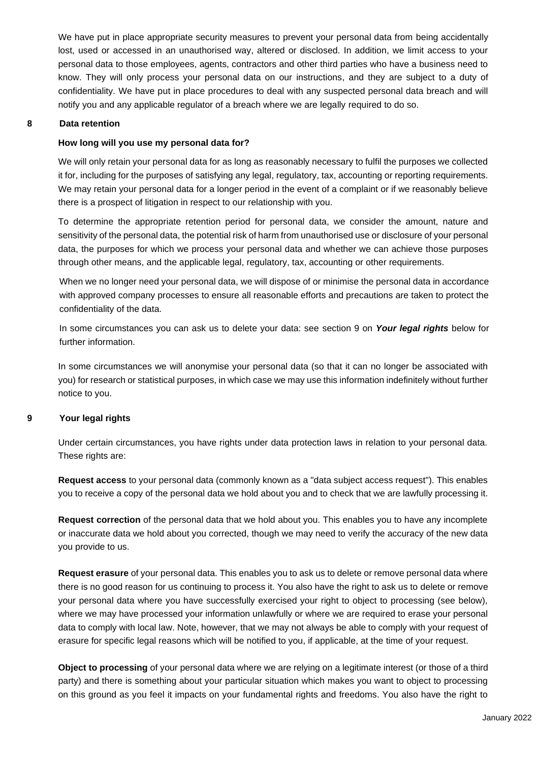We have put in place appropriate security measures to prevent your personal data from being accidentally lost, used or accessed in an unauthorised way, altered or disclosed. In addition, we limit access to your personal data to those employees, agents, contractors and other third parties who have a business need to know. They will only process your personal data on our instructions, and they are subject to a duty of confidentiality. We have put in place procedures to deal with any suspected personal data breach and will notify you and any applicable regulator of a breach where we are legally required to do so.

## 8 Data retention

**How long will you use my personal data for?**

We will only retain your personal data for as long as reasonably necessary to fulfil the purposes we collected it for, including for the purposes of satisfying any legal, regulatory, tax, accounting or reporting requirements. We may retain your personal data for a longer period in the event of a complaint or if we reasonably believe there is a prospect of litigation in respect to our relationship with you.

To determine the appropriate retention period for personal data, we consider the amount, nature and sensitivity of the personal data, the potential risk of harm from unauthorised use or disclosure of your personal data, the purposes for which we process your personal data and whether we can achieve those purposes through other means, and the applicable legal, regulatory, tax, accounting or other requirements.

When we no longer need your personal data, we will dispose of or minimise the personal data in accordance with approved company processes to ensure all reasonable efforts and precautions are taken to protect the confidentiality of the data.

In some circumstances you can ask us to delete your data: see section 9 on ***Your legal rights*** below for further information.

In some circumstances we will anonymise your personal data (so that it can no longer be associated with you) for research or statistical purposes, in which case we may use this information indefinitely without further notice to you.

## 9 Your legal rights

Under certain circumstances, you have rights under data protection laws in relation to your personal data. These rights are:

**Request access** to your personal data (commonly known as a "data subject access request"). This enables you to receive a copy of the personal data we hold about you and to check that we are lawfully processing it.

**Request correction** of the personal data that we hold about you. This enables you to have any incomplete or inaccurate data we hold about you corrected, though we may need to verify the accuracy of the new data you provide to us.

**Request erasure** of your personal data. This enables you to ask us to delete or remove personal data where there is no good reason for us continuing to process it. You also have the right to ask us to delete or remove your personal data where you have successfully exercised your right to object to processing (see below), where we may have processed your information unlawfully or where we are required to erase your personal data to comply with local law. Note, however, that we may not always be able to comply with your request of erasure for specific legal reasons which will be notified to you, if applicable, at the time of your request.

**Object to processing** of your personal data where we are relying on a legitimate interest (or those of a third party) and there is something about your particular situation which makes you want to object to processing on this ground as you feel it impacts on your fundamental rights and freedoms. You also have the right to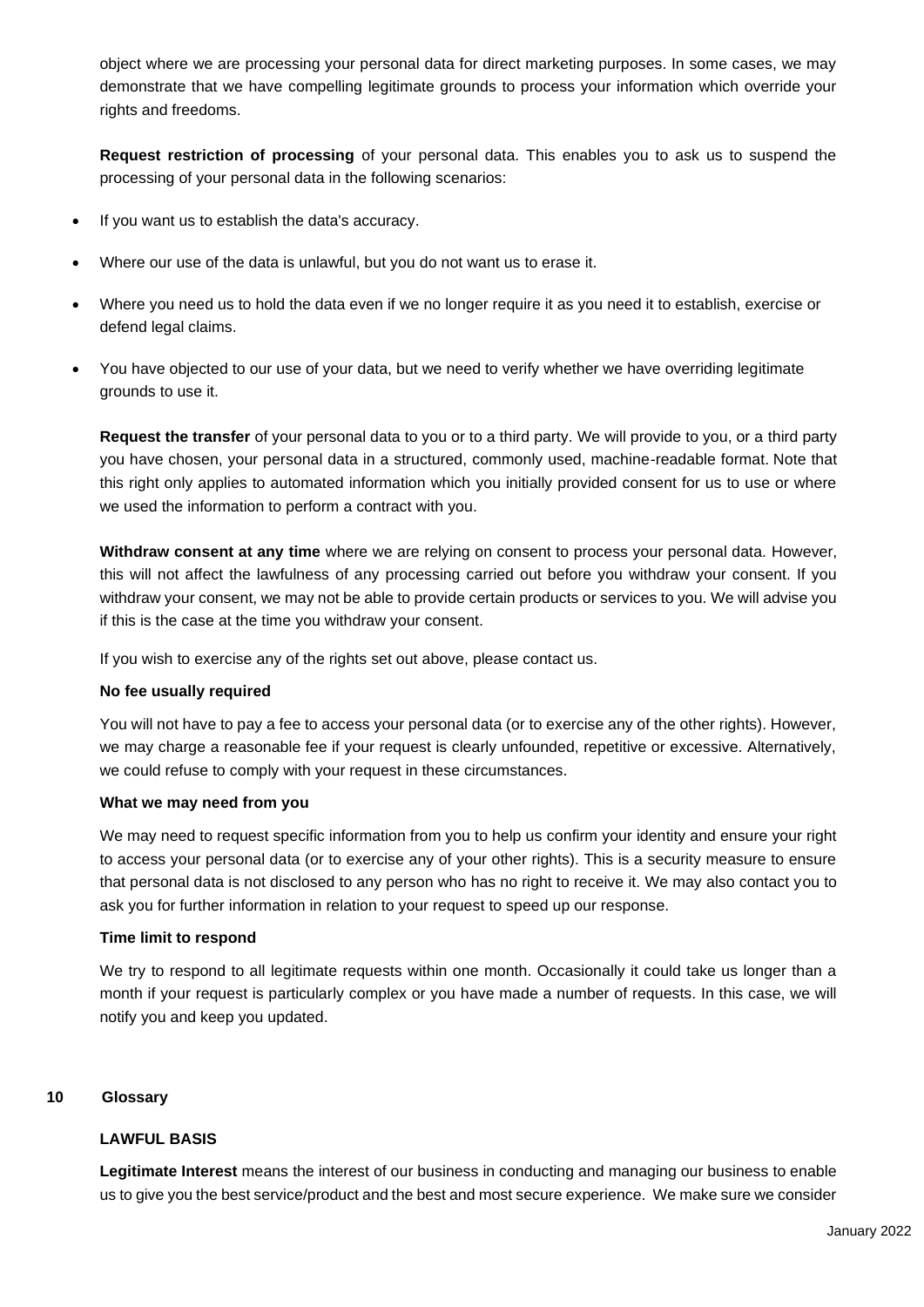object where we are processing your personal data for direct marketing purposes. In some cases, we may demonstrate that we have compelling legitimate grounds to process your information which override your rights and freedoms.

**Request restriction of processing** of your personal data. This enables you to ask us to suspend the processing of your personal data in the following scenarios:

- If you want us to establish the data's accuracy.
- Where our use of the data is unlawful, but you do not want us to erase it.
- Where you need us to hold the data even if we no longer require it as you need it to establish, exercise or defend legal claims.
- You have objected to our use of your data, but we need to verify whether we have overriding legitimate grounds to use it.

**Request the transfer** of your personal data to you or to a third party. We will provide to you, or a third party you have chosen, your personal data in a structured, commonly used, machine-readable format. Note that this right only applies to automated information which you initially provided consent for us to use or where we used the information to perform a contract with you.

**Withdraw consent at any time** where we are relying on consent to process your personal data. However, this will not affect the lawfulness of any processing carried out before you withdraw your consent. If you withdraw your consent, we may not be able to provide certain products or services to you. We will advise you if this is the case at the time you withdraw your consent.

If you wish to exercise any of the rights set out above, please contact us.

**No fee usually required**

You will not have to pay a fee to access your personal data (or to exercise any of the other rights). However, we may charge a reasonable fee if your request is clearly unfounded, repetitive or excessive. Alternatively, we could refuse to comply with your request in these circumstances.

**What we may need from you**

We may need to request specific information from you to help us confirm your identity and ensure your right to access your personal data (or to exercise any of your other rights). This is a security measure to ensure that personal data is not disclosed to any person who has no right to receive it. We may also contact you to ask you for further information in relation to your request to speed up our response.

**Time limit to respond**

We try to respond to all legitimate requests within one month. Occasionally it could take us longer than a month if your request is particularly complex or you have made a number of requests. In this case, we will notify you and keep you updated.

## 10 Glossary

**LAWFUL BASIS**

**Legitimate Interest** means the interest of our business in conducting and managing our business to enable us to give you the best service/product and the best and most secure experience. We make sure we consider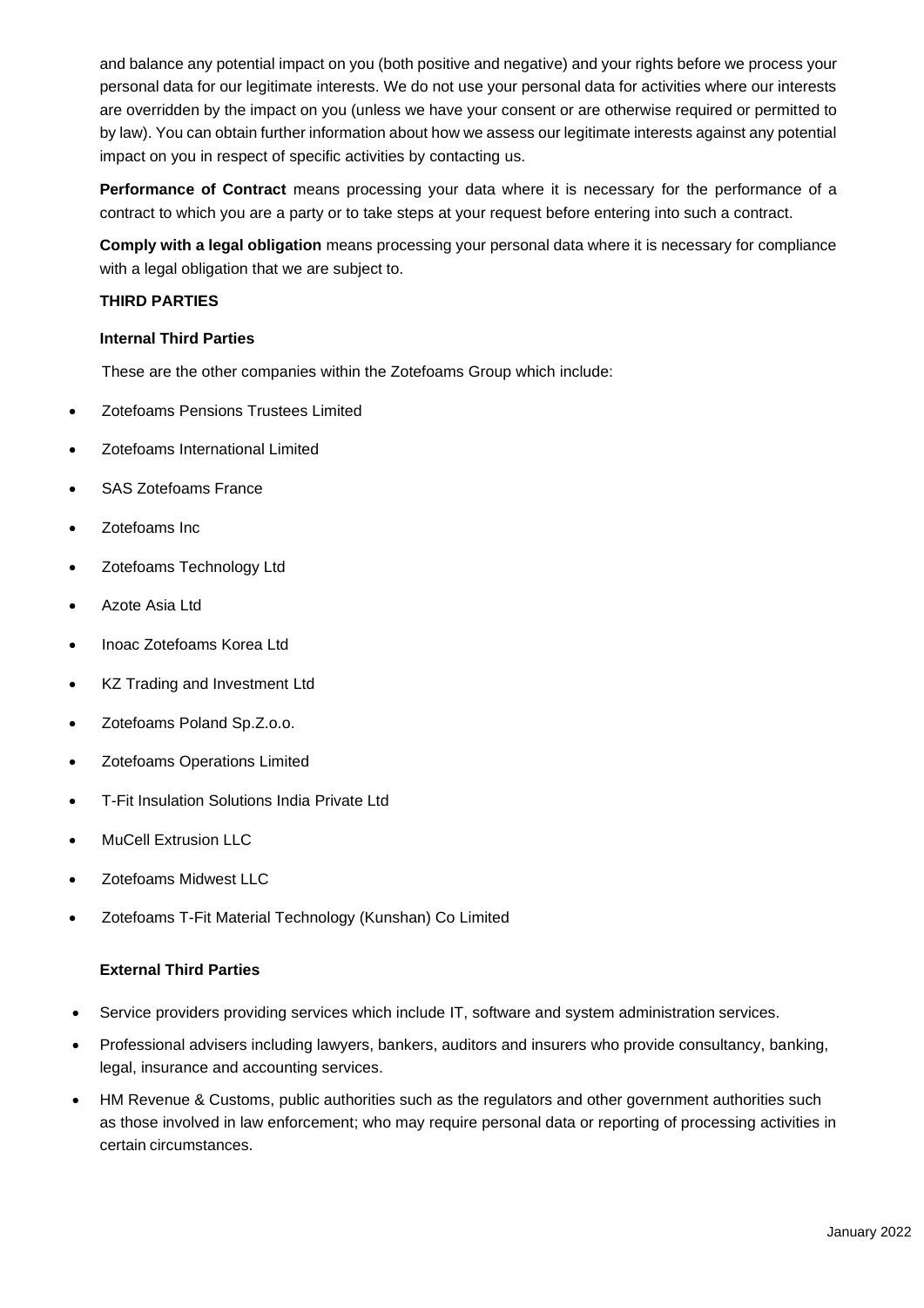and balance any potential impact on you (both positive and negative) and your rights before we process your personal data for our legitimate interests. We do not use your personal data for activities where our interests are overridden by the impact on you (unless we have your consent or are otherwise required or permitted to by law). You can obtain further information about how we assess our legitimate interests against any potential impact on you in respect of specific activities by contacting us.

**Performance of Contract** means processing your data where it is necessary for the performance of a contract to which you are a party or to take steps at your request before entering into such a contract.

**Comply with a legal obligation** means processing your personal data where it is necessary for compliance with a legal obligation that we are subject to.

**THIRD PARTIES**

**Internal Third Parties**

These are the other companies within the Zotefoams Group which include:

- Zotefoams Pensions Trustees Limited
- Zotefoams International Limited
- SAS Zotefoams France
- Zotefoams Inc
- Zotefoams Technology Ltd
- Azote Asia Ltd
- Inoac Zotefoams Korea Ltd
- KZ Trading and Investment Ltd
- Zotefoams Poland Sp.Z.o.o.
- Zotefoams Operations Limited
- T-Fit Insulation Solutions India Private Ltd
- MuCell Extrusion LLC
- Zotefoams Midwest LLC
- Zotefoams T-Fit Material Technology (Kunshan) Co Limited

**External Third Parties**

- Service providers providing services which include IT, software and system administration services.
- Professional advisers including lawyers, bankers, auditors and insurers who provide consultancy, banking, legal, insurance and accounting services.
- HM Revenue & Customs, public authorities such as the regulators and other government authorities such as those involved in law enforcement; who may require personal data or reporting of processing activities in certain circumstances.

January 2022